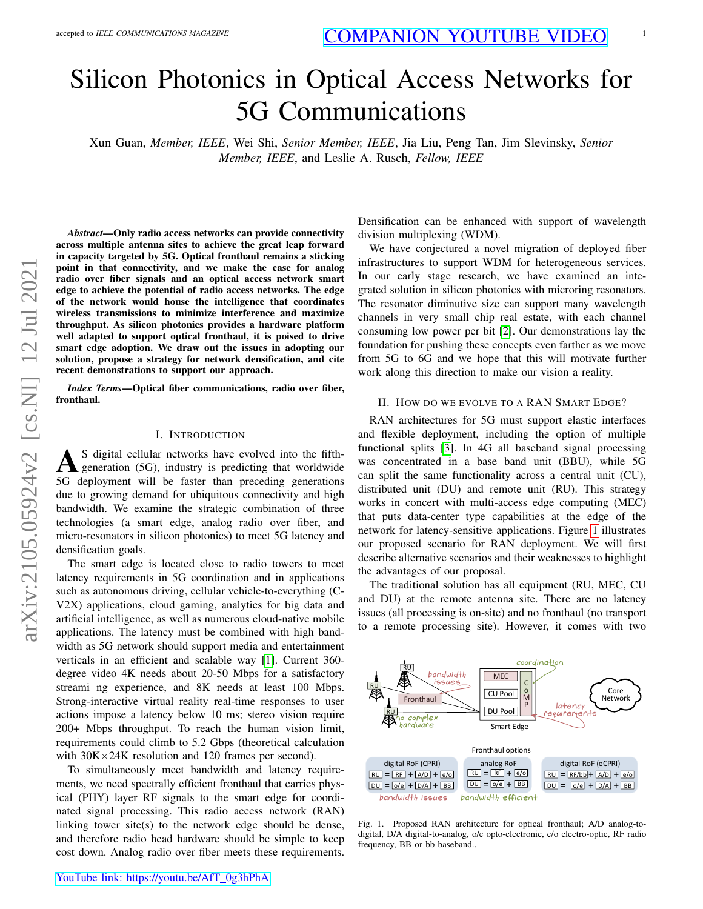# Silicon Photonics in Optical Access Networks for 5G Communications

Xun Guan, *Member, IEEE*, Wei Shi, *Senior Member, IEEE*, Jia Liu, Peng Tan, Jim Slevinsky, *Senior Member, IEEE*, and Leslie A. Rusch, *Fellow, IEEE*

COMPANION YOUTUBE VIDEO

***Abstract*—Only radio access networks can provide connectivity across multiple antenna sites to achieve the great leap forward in capacity targeted by 5G. Optical fronthaul remains a sticking point in that connectivity, and we make the case for analog radio over fiber signals and an optical access network smart edge to achieve the potential of radio access networks. The edge of the network would house the intelligence that coordinates wireless transmissions to minimize interference and maximize throughput. As silicon photonics provides a hardware platform well adapted to support optical fronthaul, it is poised to drive smart edge adoption. We draw out the issues in adopting our solution, propose a strategy for network densification, and cite recent demonstrations to support our approach.**

***Index Terms*—Optical fiber communications, radio over fiber, fronthaul.**

## I. Introduction

As digital cellular networks have evolved into the fifth-generation (5G), industry is predicting that worldwide 5G deployment will be faster than preceding generations due to growing demand for ubiquitous connectivity and high bandwidth. We examine the strategic combination of three technologies (a smart edge, analog radio over fiber, and micro-resonators in silicon photonics) to meet 5G latency and densification goals.

The smart edge is located close to radio towers to meet latency requirements in 5G coordination and in applications such as autonomous driving, cellular vehicle-to-everything (C-V2X) applications, cloud gaming, analytics for big data and artificial intelligence, as well as numerous cloud-native mobile applications. The latency must be combined with high bandwidth as 5G network should support media and entertainment verticals in an efficient and scalable way [1]. Current 360-degree video 4K needs about 20-50 Mbps for a satisfactory streami ng experience, and 8K needs at least 100 Mbps. Strong-interactive virtual reality real-time responses to user actions impose a latency below 10 ms; stereo vision require 200+ Mbps throughput. To reach the human vision limit, requirements could climb to 5.2 Gbps (theoretical calculation with 30K×24K resolution and 120 frames per second).

To simultaneously meet bandwidth and latency requirements, we need spectrally efficient fronthaul that carries physical (PHY) layer RF signals to the smart edge for coordinated signal processing. This radio access network (RAN) linking tower site(s) to the network edge should be dense, and therefore radio head hardware should be simple to keep cost down. Analog radio over fiber meets these requirements. Densification can be enhanced with support of wavelength division multiplexing (WDM).

We have conjectured a novel migration of deployed fiber infrastructures to support WDM for heterogeneous services. In our early stage research, we have examined an integrated solution in silicon photonics with microring resonators. The resonator diminutive size can support many wavelength channels in very small chip real estate, with each channel consuming low power per bit [2]. Our demonstrations lay the foundation for pushing these concepts even farther as we move from 5G to 6G and we hope that this will motivate further work along this direction to make our vision a reality.

## II. How do we evolve to a RAN Smart Edge?

RAN architectures for 5G must support elastic interfaces and flexible deployment, including the option of multiple functional splits [3]. In 4G all baseband signal processing was concentrated in a base band unit (BBU), while 5G can split the same functionality across a central unit (CU), distributed unit (DU) and remote unit (RU). This strategy works in concert with multi-access edge computing (MEC) that puts data-center type capabilities at the edge of the network for latency-sensitive applications. Figure 1 illustrates our proposed scenario for RAN deployment. We will first describe alternative scenarios and their weaknesses to highlight the advantages of our proposal.

The traditional solution has all equipment (RU, MEC, CU and DU) at the remote antenna site. There are no latency issues (all processing is on-site) and no fronthaul (no transport to a remote processing site). However, it comes with two

Fig. 1. Proposed RAN architecture for optical fronthaul; A/D analog-to-digital, D/A digital-to-analog, o/e opto-electronic, e/o electro-optic, RF radio frequency, BB or bb baseband..

YouTube link: https://youtu.be/AfT_0g3hPhA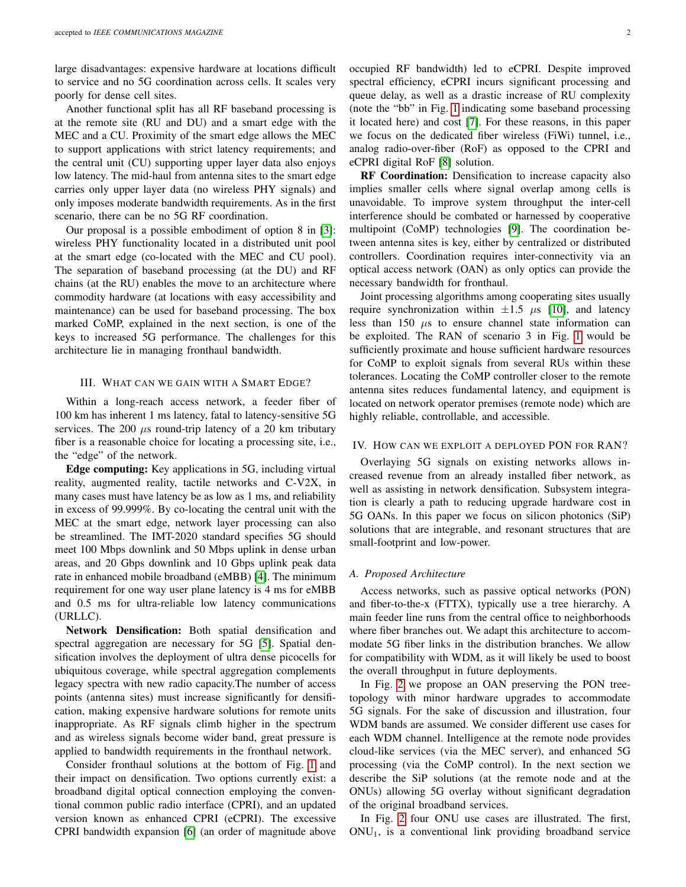large disadvantages: expensive hardware at locations difficult to service and no 5G coordination across cells. It scales very poorly for dense cell sites.

Another functional split has all RF baseband processing is at the remote site (RU and DU) and a smart edge with the MEC and a CU. Proximity of the smart edge allows the MEC to support applications with strict latency requirements; and the central unit (CU) supporting upper layer data also enjoys low latency. The mid-haul from antenna sites to the smart edge carries only upper layer data (no wireless PHY signals) and only imposes moderate bandwidth requirements. As in the first scenario, there can be no 5G RF coordination.

Our proposal is a possible embodiment of option 8 in [3]: wireless PHY functionality located in a distributed unit pool at the smart edge (co-located with the MEC and CU pool). The separation of baseband processing (at the DU) and RF chains (at the RU) enables the move to an architecture where commodity hardware (at locations with easy accessibility and maintenance) can be used for baseband processing. The box marked CoMP, explained in the next section, is one of the keys to increased 5G performance. The challenges for this architecture lie in managing fronthaul bandwidth.

## III. What can we gain with a Smart Edge?

Within a long-reach access network, a feeder fiber of 100 km has inherent 1 ms latency, fatal to latency-sensitive 5G services. The 200 $\mu$s round-trip latency of a 20 km tributary fiber is a reasonable choice for locating a processing site, i.e., the "edge" of the network.

**Edge computing:** Key applications in 5G, including virtual reality, augmented reality, tactile networks and C-V2X, in many cases must have latency be as low as 1 ms, and reliability in excess of 99.999%. By co-locating the central unit with the MEC at the smart edge, network layer processing can also be streamlined. The IMT-2020 standard specifies 5G should meet 100 Mbps downlink and 50 Mbps uplink in dense urban areas, and 20 Gbps downlink and 10 Gbps uplink peak data rate in enhanced mobile broadband (eMBB) [4]. The minimum requirement for one way user plane latency is 4 ms for eMBB and 0.5 ms for ultra-reliable low latency communications (URLLC).

**Network Densification:** Both spatial densification and spectral aggregation are necessary for 5G [5]. Spatial densification involves the deployment of ultra dense picocells for ubiquitous coverage, while spectral aggregation complements legacy spectra with new radio capacity.The number of access points (antenna sites) must increase significantly for densification, making expensive hardware solutions for remote units inappropriate. As RF signals climb higher in the spectrum and as wireless signals become wider band, great pressure is applied to bandwidth requirements in the fronthaul network.

Consider fronthaul solutions at the bottom of Fig. 1 and their impact on densification. Two options currently exist: a broadband digital optical connection employing the conventional common public radio interface (CPRI), and an updated version known as enhanced CPRI (eCPRI). The excessive CPRI bandwidth expansion [6] (an order of magnitude above occupied RF bandwidth) led to eCPRI. Despite improved spectral efficiency, eCPRI incurs significant processing and queue delay, as well as a drastic increase of RU complexity (note the "bb" in Fig. 1 indicating some baseband processing it located here) and cost [7]. For these reasons, in this paper we focus on the dedicated fiber wireless (FiWi) tunnel, i.e., analog radio-over-fiber (RoF) as opposed to the CPRI and eCPRI digital RoF [8] solution.

**RF Coordination:** Densification to increase capacity also implies smaller cells where signal overlap among cells is unavoidable. To improve system throughput the inter-cell interference should be combated or harnessed by cooperative multipoint (CoMP) technologies [9]. The coordination between antenna sites is key, either by centralized or distributed controllers. Coordination requires inter-connectivity via an optical access network (OAN) as only optics can provide the necessary bandwidth for fronthaul.

Joint processing algorithms among cooperating sites usually require synchronization within $\pm1.5$ $\mu$s [10], and latency less than 150 $\mu$s to ensure channel state information can be exploited. The RAN of scenario 3 in Fig. 1 would be sufficiently proximate and house sufficient hardware resources for CoMP to exploit signals from several RUs within these tolerances. Locating the CoMP controller closer to the remote antenna sites reduces fundamental latency, and equipment is located on network operator premises (remote node) which are highly reliable, controllable, and accessible.

## IV. How can we exploit a deployed PON for RAN?

Overlaying 5G signals on existing networks allows increased revenue from an already installed fiber network, as well as assisting in network densification. Subsystem integration is clearly a path to reducing upgrade hardware cost in 5G OANs. In this paper we focus on silicon photonics (SiP) solutions that are integrable, and resonant structures that are small-footprint and low-power.

### A. Proposed Architecture

Access networks, such as passive optical networks (PON) and fiber-to-the-x (FTTX), typically use a tree hierarchy. A main feeder line runs from the central office to neighborhoods where fiber branches out. We adapt this architecture to accommodate 5G fiber links in the distribution branches. We allow for compatibility with WDM, as it will likely be used to boost the overall throughput in future deployments.

In Fig. 2 we propose an OAN preserving the PON tree-topology with minor hardware upgrades to accommodate 5G signals. For the sake of discussion and illustration, four WDM bands are assumed. We consider different use cases for each WDM channel. Intelligence at the remote node provides cloud-like services (via the MEC server), and enhanced 5G processing (via the CoMP control). In the next section we describe the SiP solutions (at the remote node and at the ONUs) allowing 5G overlay without significant degradation of the original broadband services.

In Fig. 2 four ONU use cases are illustrated. The first, $\text{ONU}_1$, is a conventional link providing broadband service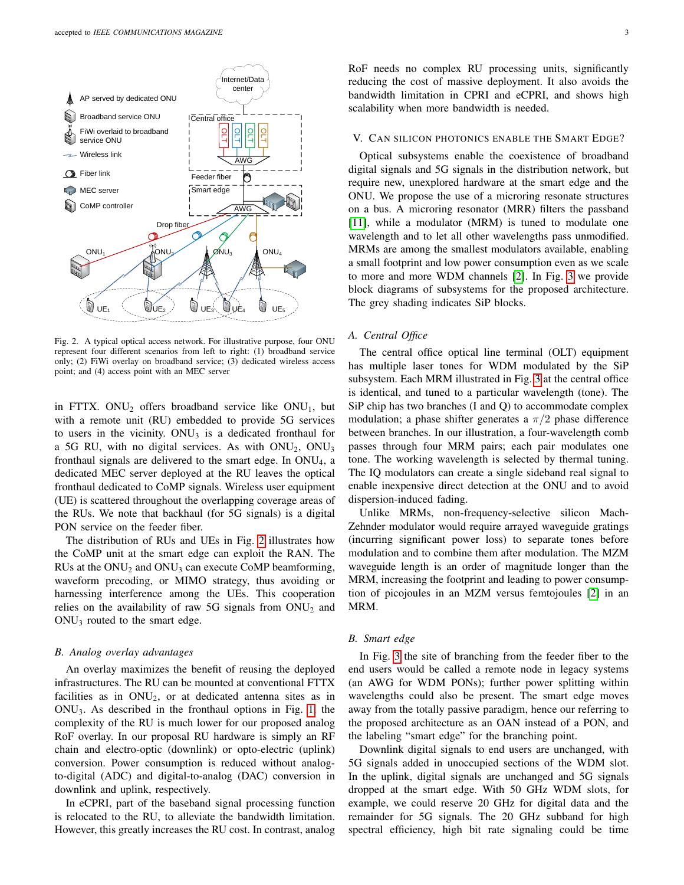Fig. 2. A typical optical access network. For illustrative purpose, four ONU represent four different scenarios from left to right: (1) broadband service only; (2) FiWi overlay on broadband service; (3) dedicated wireless access point; and (4) access point with an MEC server

in FTTX. $ONU_2$ offers broadband service like $ONU_1$, but with a remote unit (RU) embedded to provide 5G services to users in the vicinity. $ONU_3$ is a dedicated fronthaul for a 5G RU, with no digital services. As with $ONU_2$, $ONU_3$ fronthaul signals are delivered to the smart edge. In $ONU_4$, a dedicated MEC server deployed at the RU leaves the optical fronthaul dedicated to CoMP signals. Wireless user equipment (UE) is scattered throughout the overlapping coverage areas of the RUs. We note that backhaul (for 5G signals) is a digital PON service on the feeder fiber.

The distribution of RUs and UEs in Fig. 2 illustrates how the CoMP unit at the smart edge can exploit the RAN. The RUs at the $ONU_2$ and $ONU_3$ can execute CoMP beamforming, waveform precoding, or MIMO strategy, thus avoiding or harnessing interference among the UEs. This cooperation relies on the availability of raw 5G signals from $ONU_2$ and $ONU_3$ routed to the smart edge.

### *B. Analog overlay advantages*

An overlay maximizes the benefit of reusing the deployed infrastructures. The RU can be mounted at conventional FTTX facilities as in $ONU_2$, or at dedicated antenna sites as in $ONU_3$. As described in the fronthaul options in Fig. 1, the complexity of the RU is much lower for our proposed analog RoF overlay. In our proposal RU hardware is simply an RF chain and electro-optic (downlink) or opto-electric (uplink) conversion. Power consumption is reduced without analog-to-digital (ADC) and digital-to-analog (DAC) conversion in downlink and uplink, respectively.

In eCPRI, part of the baseband signal processing function is relocated to the RU, to alleviate the bandwidth limitation. However, this greatly increases the RU cost. In contrast, analog RoF needs no complex RU processing units, significantly reducing the cost of massive deployment. It also avoids the bandwidth limitation in CPRI and eCPRI, and shows high scalability when more bandwidth is needed.

## V. Can Silicon Photonics Enable the Smart Edge?

Optical subsystems enable the coexistence of broadband digital signals and 5G signals in the distribution network, but require new, unexplored hardware at the smart edge and the ONU. We propose the use of a microring resonate structures on a bus. A microring resonator (MRR) filters the passband [11], while a modulator (MRM) is tuned to modulate one wavelength and to let all other wavelengths pass unmodified. MRMs are among the smallest modulators available, enabling a small footprint and low power consumption even as we scale to more and more WDM channels [2]. In Fig. 3 we provide block diagrams of subsystems for the proposed architecture. The grey shading indicates SiP blocks.

### *A. Central Office*

The central office optical line terminal (OLT) equipment has multiple laser tones for WDM modulated by the SiP subsystem. Each MRM illustrated in Fig. 3 at the central office is identical, and tuned to a particular wavelength (tone). The SiP chip has two branches (I and Q) to accommodate complex modulation; a phase shifter generates a $\pi/2$ phase difference between branches. In our illustration, a four-wavelength comb passes through four MRM pairs; each pair modulates one tone. The working wavelength is selected by thermal tuning. The IQ modulators can create a single sideband real signal to enable inexpensive direct detection at the ONU and to avoid dispersion-induced fading.

Unlike MRMs, non-frequency-selective silicon Mach-Zehnder modulator would require arrayed waveguide gratings (incurring significant power loss) to separate tones before modulation and to combine them after modulation. The MZM waveguide length is an order of magnitude longer than the MRM, increasing the footprint and leading to power consumption of picojoules in an MZM versus femtojoules [2] in an MRM.

### *B. Smart edge*

In Fig. 3 the site of branching from the feeder fiber to the end users would be called a remote node in legacy systems (an AWG for WDM PONs); further power splitting within wavelengths could also be present. The smart edge moves away from the totally passive paradigm, hence our referring to the proposed architecture as an OAN instead of a PON, and the labeling "smart edge" for the branching point.

Downlink digital signals to end users are unchanged, with 5G signals added in unoccupied sections of the WDM slot. In the uplink, digital signals are unchanged and 5G signals dropped at the smart edge. With 50 GHz WDM slots, for example, we could reserve 20 GHz for digital data and the remainder for 5G signals. The 20 GHz subband for high spectral efficiency, high bit rate signaling could be time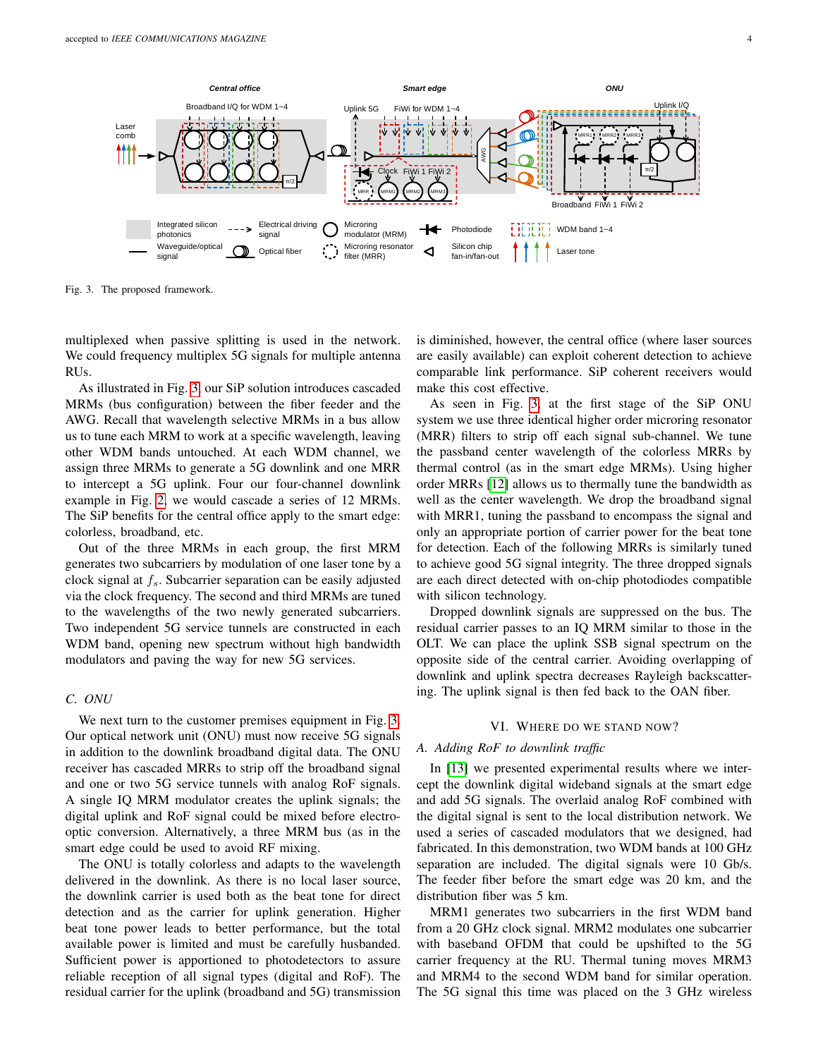Fig. 3. The proposed framework.

multiplexed when passive splitting is used in the network. We could frequency multiplex 5G signals for multiple antenna RUs.

As illustrated in Fig. 3, our SiP solution introduces cascaded MRMs (bus configuration) between the fiber feeder and the AWG. Recall that wavelength selective MRMs in a bus allow us to tune each MRM to work at a specific wavelength, leaving other WDM bands untouched. At each WDM channel, we assign three MRMs to generate a 5G downlink and one MRR to intercept a 5G uplink. Four our four-channel downlink example in Fig. 2, we would cascade a series of 12 MRMs. The SiP benefits for the central office apply to the smart edge: colorless, broadband, etc.

Out of the three MRMs in each group, the first MRM generates two subcarriers by modulation of one laser tone by a clock signal at $f_s$. Subcarrier separation can be easily adjusted via the clock frequency. The second and third MRMs are tuned to the wavelengths of the two newly generated subcarriers. Two independent 5G service tunnels are constructed in each WDM band, opening new spectrum without high bandwidth modulators and paving the way for new 5G services.

### C. ONU

We next turn to the customer premises equipment in Fig. 3. Our optical network unit (ONU) must now receive 5G signals in addition to the downlink broadband digital data. The ONU receiver has cascaded MRRs to strip off the broadband signal and one or two 5G service tunnels with analog RoF signals. A single IQ MRM modulator creates the uplink signals; the digital uplink and RoF signal could be mixed before electro-optic conversion. Alternatively, a three MRM bus (as in the smart edge could be used to avoid RF mixing.

The ONU is totally colorless and adapts to the wavelength delivered in the downlink. As there is no local laser source, the downlink carrier is used both as the beat tone for direct detection and as the carrier for uplink generation. Higher beat tone power leads to better performance, but the total available power is limited and must be carefully husbanded. Sufficient power is apportioned to photodetectors to assure reliable reception of all signal types (digital and RoF). The residual carrier for the uplink (broadband and 5G) transmission is diminished, however, the central office (where laser sources are easily available) can exploit coherent detection to achieve comparable link performance. SiP coherent receivers would make this cost effective.

As seen in Fig. 3, at the first stage of the SiP ONU system we use three identical higher order microring resonator (MRR) filters to strip off each signal sub-channel. We tune the passband center wavelength of the colorless MRRs by thermal control (as in the smart edge MRMs). Using higher order MRRs [12] allows us to thermally tune the bandwidth as well as the center wavelength. We drop the broadband signal with MRR1, tuning the passband to encompass the signal and only an appropriate portion of carrier power for the beat tone for detection. Each of the following MRRs is similarly tuned to achieve good 5G signal integrity. The three dropped signals are each direct detected with on-chip photodiodes compatible with silicon technology.

Dropped downlink signals are suppressed on the bus. The residual carrier passes to an IQ MRM similar to those in the OLT. We can place the uplink SSB signal spectrum on the opposite side of the central carrier. Avoiding overlapping of downlink and uplink spectra decreases Rayleigh backscattering. The uplink signal is then fed back to the OAN fiber.

## VI. Where do we stand now?

### A. Adding RoF to downlink traffic

In [13] we presented experimental results where we intercept the downlink digital wideband signals at the smart edge and add 5G signals. The overlaid analog RoF combined with the digital signal is sent to the local distribution network. We used a series of cascaded modulators that we designed, had fabricated. In this demonstration, two WDM bands at 100 GHz separation are included. The digital signals were 10 Gb/s. The feeder fiber before the smart edge was 20 km, and the distribution fiber was 5 km.

MRM1 generates two subcarriers in the first WDM band from a 20 GHz clock signal. MRM2 modulates one subcarrier with baseband OFDM that could be upshifted to the 5G carrier frequency at the RU. Thermal tuning moves MRM3 and MRM4 to the second WDM band for similar operation. The 5G signal this time was placed on the 3 GHz wireless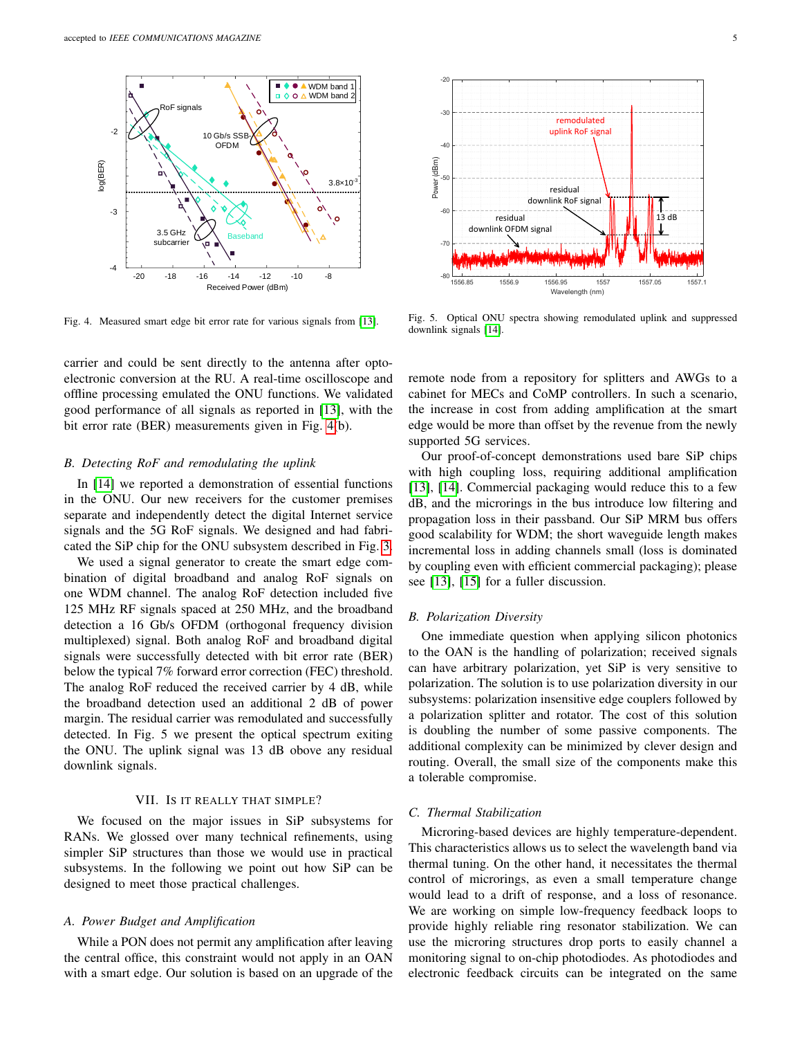Fig. 4. Measured smart edge bit error rate for various signals from [13].

Fig. 5. Optical ONU spectra showing remodulated uplink and suppressed downlink signals [14].

carrier and could be sent directly to the antenna after opto-electronic conversion at the RU. A real-time oscilloscope and offline processing emulated the ONU functions. We validated good performance of all signals as reported in [13], with the bit error rate (BER) measurements given in Fig. 4(b).

### *B. Detecting RoF and remodulating the uplink*

In [14] we reported a demonstration of essential functions in the ONU. Our new receivers for the customer premises separate and independently detect the digital Internet service signals and the 5G RoF signals. We designed and had fabricated the SiP chip for the ONU subsystem described in Fig. 3.

We used a signal generator to create the smart edge combination of digital broadband and analog RoF signals on one WDM channel. The analog RoF detection included five 125 MHz RF signals spaced at 250 MHz, and the broadband detection a 16 Gb/s OFDM (orthogonal frequency division multiplexed) signal. Both analog RoF and broadband digital signals were successfully detected with bit error rate (BER) below the typical 7% forward error correction (FEC) threshold. The analog RoF reduced the received carrier by 4 dB, while the broadband detection used an additional 2 dB of power margin. The residual carrier was remodulated and successfully detected. In Fig. 5 we present the optical spectrum exiting the ONU. The uplink signal was 13 dB above any residual downlink signals.

## VII. Is it really that simple?

We focused on the major issues in SiP subsystems for RANs. We glossed over many technical refinements, using simpler SiP structures than those we would use in practical subsystems. In the following we point out how SiP can be designed to meet those practical challenges.

### *A. Power Budget and Amplification*

While a PON does not permit any amplification after leaving the central office, this constraint would not apply in an OAN with a smart edge. Our solution is based on an upgrade of the remote node from a repository for splitters and AWGs to a cabinet for MECs and CoMP controllers. In such a scenario, the increase in cost from adding amplification at the smart edge would be more than offset by the revenue from the newly supported 5G services.

Our proof-of-concept demonstrations used bare SiP chips with high coupling loss, requiring additional amplification [13], [14]. Commercial packaging would reduce this to a few dB, and the microrings in the bus introduce low filtering and propagation loss in their passband. Our SiP MRM bus offers good scalability for WDM; the short waveguide length makes incremental loss in adding channels small (loss is dominated by coupling even with efficient commercial packaging); please see [13], [15] for a fuller discussion.

### *B. Polarization Diversity*

One immediate question when applying silicon photonics to the OAN is the handling of polarization; received signals can have arbitrary polarization, yet SiP is very sensitive to polarization. The solution is to use polarization diversity in our subsystems: polarization insensitive edge couplers followed by a polarization splitter and rotator. The cost of this solution is doubling the number of some passive components. The additional complexity can be minimized by clever design and routing. Overall, the small size of the components make this a tolerable compromise.

### *C. Thermal Stabilization*

Microring-based devices are highly temperature-dependent. This characteristics allows us to select the wavelength band via thermal tuning. On the other hand, it necessitates the thermal control of microrings, as even a small temperature change would lead to a drift of response, and a loss of resonance. We are working on simple low-frequency feedback loops to provide highly reliable ring resonator stabilization. We can use the microring structures drop ports to easily channel a monitoring signal to on-chip photodiodes. As photodiodes and electronic feedback circuits can be integrated on the same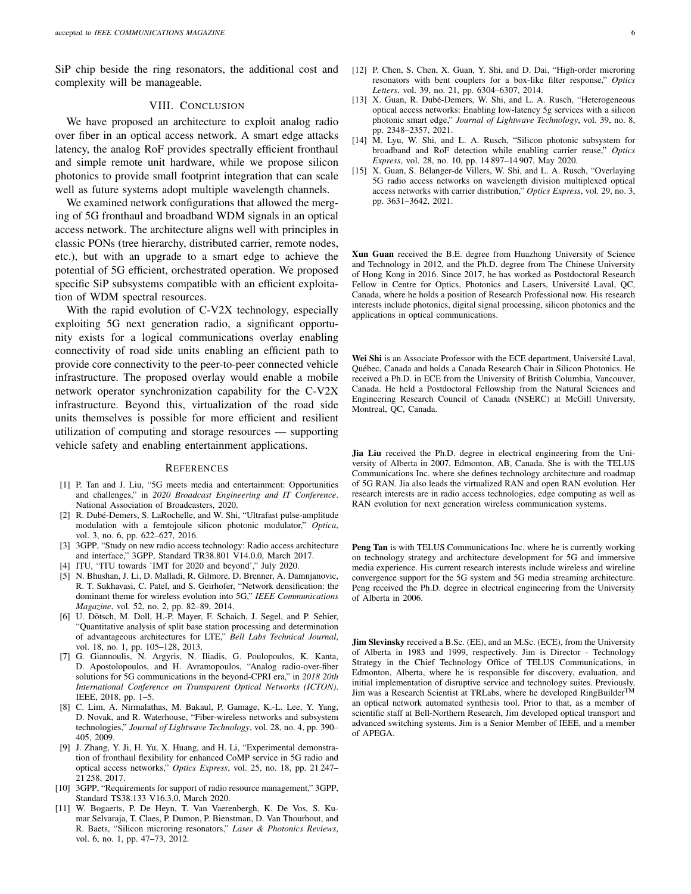SiP chip beside the ring resonators, the additional cost and complexity will be manageable.

## VIII. Conclusion

We have proposed an architecture to exploit analog radio over fiber in an optical access network. A smart edge attacks latency, the analog RoF provides spectrally efficient fronthaul and simple remote unit hardware, while we propose silicon photonics to provide small footprint integration that can scale well as future systems adopt multiple wavelength channels.

We examined network configurations that allowed the merging of 5G fronthaul and broadband WDM signals in an optical access network. The architecture aligns well with principles in classic PONs (tree hierarchy, distributed carrier, remote nodes, etc.), but with an upgrade to a smart edge to achieve the potential of 5G efficient, orchestrated operation. We proposed specific SiP subsystems compatible with an efficient exploitation of WDM spectral resources.

With the rapid evolution of C-V2X technology, especially exploiting 5G next generation radio, a significant opportunity exists for a logical communications overlay enabling connectivity of road side units enabling an efficient path to provide core connectivity to the peer-to-peer connected vehicle infrastructure. The proposed overlay would enable a mobile network operator synchronization capability for the C-V2X infrastructure. Beyond this, virtualization of the road side units themselves is possible for more efficient and resilient utilization of computing and storage resources — supporting vehicle safety and enabling entertainment applications.

## References

[1] P. Tan and J. Liu, "5G meets media and entertainment: Opportunities and challenges," in *2020 Broadcast Engineering and IT Conference*. National Association of Broadcasters, 2020.

[2] R. Dubé-Demers, S. LaRochelle, and W. Shi, "Ultrafast pulse-amplitude modulation with a femtojoule silicon photonic modulator," *Optica*, vol. 3, no. 6, pp. 622–627, 2016.

[3] 3GPP, "Study on new radio access technology: Radio access architecture and interface," 3GPP, Standard TR38.801 V14.0.0, March 2017.

[4] ITU, "ITU towards 'IMT for 2020 and beyond'," July 2020.

[5] N. Bhushan, J. Li, D. Malladi, R. Gilmore, D. Brenner, A. Damnjanovic, R. T. Sukhavasi, C. Patel, and S. Geirhofer, "Network densification: the dominant theme for wireless evolution into 5G," *IEEE Communications Magazine*, vol. 52, no. 2, pp. 82–89, 2014.

[6] U. Dötsch, M. Doll, H.-P. Mayer, F. Schaich, J. Segel, and P. Sehier, "Quantitative analysis of split base station processing and determination of advantageous architectures for LTE," *Bell Labs Technical Journal*, vol. 18, no. 1, pp. 105–128, 2013.

[7] G. Giannoulis, N. Argyris, N. Iliadis, G. Poulopoulos, K. Kanta, D. Apostolopoulos, and H. Avramopoulos, "Analog radio-over-fiber solutions for 5G communications in the beyond-CPRI era," in *2018 20th International Conference on Transparent Optical Networks (ICTON)*. IEEE, 2018, pp. 1–5.

[8] C. Lim, A. Nirmalathas, M. Bakaul, P. Gamage, K.-L. Lee, Y. Yang, D. Novak, and R. Waterhouse, "Fiber-wireless networks and subsystem technologies," *Journal of Lightwave Technology*, vol. 28, no. 4, pp. 390–405, 2009.

[9] J. Zhang, Y. Ji, H. Yu, X. Huang, and H. Li, "Experimental demonstration of fronthaul flexibility for enhanced CoMP service in 5G radio and optical access networks," *Optics Express*, vol. 25, no. 18, pp. 21 247–21 258, 2017.

[10] 3GPP, "Requirements for support of radio resource management," 3GPP, Standard TS38.133 V16.3.0, March 2020.

[11] W. Bogaerts, P. De Heyn, T. Van Vaerenbergh, K. De Vos, S. Kumar Selvaraja, T. Claes, P. Dumon, P. Bienstman, D. Van Thourhout, and R. Baets, "Silicon microring resonators," *Laser & Photonics Reviews*, vol. 6, no. 1, pp. 47–73, 2012.

[12] P. Chen, S. Chen, X. Guan, Y. Shi, and D. Dai, "High-order microring resonators with bent couplers for a box-like filter response," *Optics Letters*, vol. 39, no. 21, pp. 6304–6307, 2014.

[13] X. Guan, R. Dubé-Demers, W. Shi, and L. A. Rusch, "Heterogeneous optical access networks: Enabling low-latency 5g services with a silicon photonic smart edge," *Journal of Lightwave Technology*, vol. 39, no. 8, pp. 2348–2357, 2021.

[14] M. Lyu, W. Shi, and L. A. Rusch, "Silicon photonic subsystem for broadband and RoF detection while enabling carrier reuse," *Optics Express*, vol. 28, no. 10, pp. 14 897–14 907, May 2020.

[15] X. Guan, S. Bélanger-de Villers, W. Shi, and L. A. Rusch, "Overlaying 5G radio access networks on wavelength division multiplexed optical access networks with carrier distribution," *Optics Express*, vol. 29, no. 3, pp. 3631–3642, 2021.

**Xun Guan** received the B.E. degree from Huazhong University of Science and Technology in 2012, and the Ph.D. degree from The Chinese University of Hong Kong in 2016. Since 2017, he has worked as Postdoctoral Research Fellow in Centre for Optics, Photonics and Lasers, Université Laval, QC, Canada, where he holds a position of Research Professional now. His research interests include photonics, digital signal processing, silicon photonics and the applications in optical communications.

**Wei Shi** is an Associate Professor with the ECE department, Université Laval, Québec, Canada and holds a Canada Research Chair in Silicon Photonics. He received a Ph.D. in ECE from the University of British Columbia, Vancouver, Canada. He held a Postdoctoral Fellowship from the Natural Sciences and Engineering Research Council of Canada (NSERC) at McGill University, Montreal, QC, Canada.

**Jia Liu** received the Ph.D. degree in electrical engineering from the University of Alberta in 2007, Edmonton, AB, Canada. She is with the TELUS Communications Inc. where she defines technology architecture and roadmap of 5G RAN. Jia also leads the virtualized RAN and open RAN evolution. Her research interests are in radio access technologies, edge computing as well as RAN evolution for next generation wireless communication systems.

**Peng Tan** is with TELUS Communications Inc. where he is currently working on technology strategy and architecture development for 5G and immersive media experience. His current research interests include wireless and wireline convergence support for the 5G system and 5G media streaming architecture. Peng received the Ph.D. degree in electrical engineering from the University of Alberta in 2006.

**Jim Slevinsky** received a B.Sc. (EE), and an M.Sc. (ECE), from the University of Alberta in 1983 and 1999, respectively. Jim is Director - Technology Strategy in the Chief Technology Office of TELUS Communications, in Edmonton, Alberta, where he is responsible for discovery, evaluation, and initial implementation of disruptive service and technology suites. Previously, Jim was a Research Scientist at TRLabs, where he developed RingBuilder$^{\text{TM}}$ an optical network automated synthesis tool. Prior to that, as a member of scientific staff at Bell-Northern Research, Jim developed optical transport and advanced switching systems. Jim is a Senior Member of IEEE, and a member of APEGA.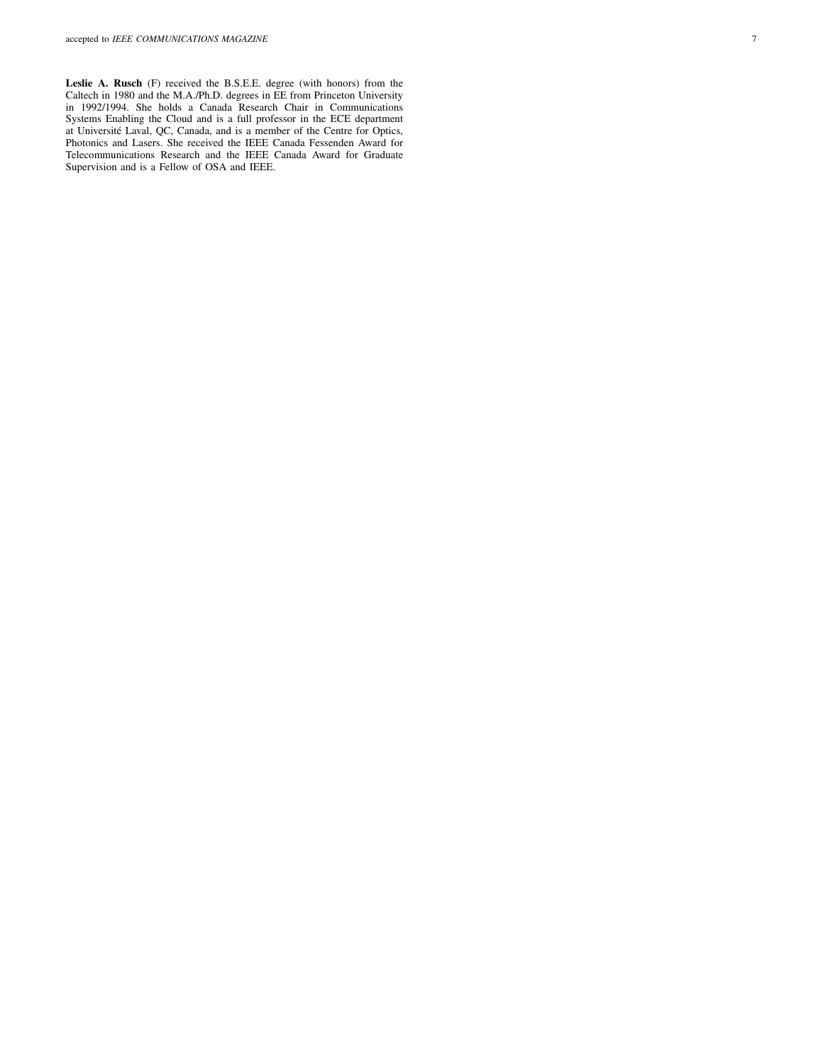**Leslie A. Rusch** (F) received the B.S.E.E. degree (with honors) from the Caltech in 1980 and the M.A./Ph.D. degrees in EE from Princeton University in 1992/1994. She holds a Canada Research Chair in Communications Systems Enabling the Cloud and is a full professor in the ECE department at Université Laval, QC, Canada, and is a member of the Centre for Optics, Photonics and Lasers. She received the IEEE Canada Fessenden Award for Telecommunications Research and the IEEE Canada Award for Graduate Supervision and is a Fellow of OSA and IEEE.